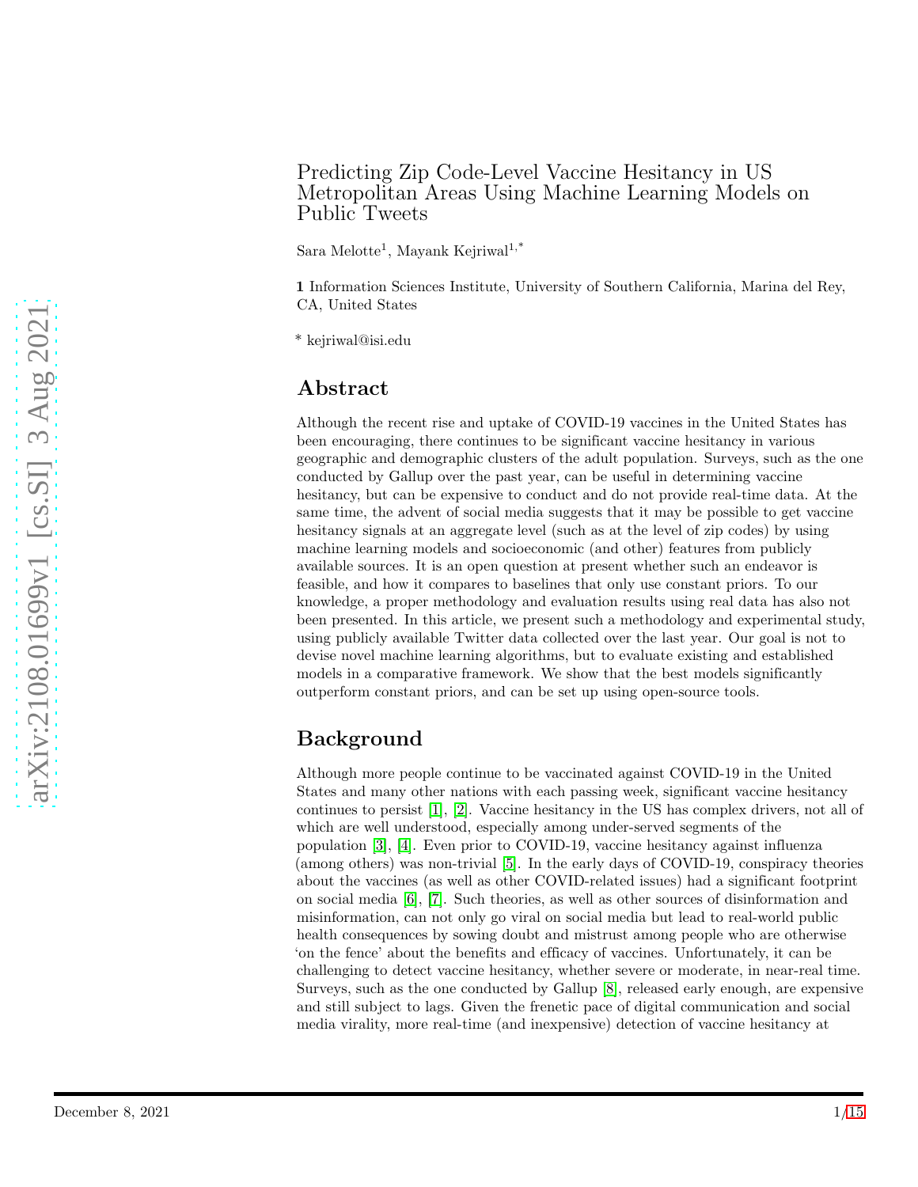# Predicting Zip Code-Level Vaccine Hesitancy in US Metropolitan Areas Using Machine Learning Models on Public Tweets

Sara Melotte[1], Mayank Kejriwal[1,*]

**1** Information Sciences Institute, University of Southern California, Marina del Rey, CA, United States

* kejriwal@isi.edu

## Abstract

Although the recent rise and uptake of COVID-19 vaccines in the United States has been encouraging, there continues to be significant vaccine hesitancy in various geographic and demographic clusters of the adult population. Surveys, such as the one conducted by Gallup over the past year, can be useful in determining vaccine hesitancy, but can be expensive to conduct and do not provide real-time data. At the same time, the advent of social media suggests that it may be possible to get vaccine hesitancy signals at an aggregate level (such as at the level of zip codes) by using machine learning models and socioeconomic (and other) features from publicly available sources. It is an open question at present whether such an endeavor is feasible, and how it compares to baselines that only use constant priors. To our knowledge, a proper methodology and evaluation results using real data has also not been presented. In this article, we present such a methodology and experimental study, using publicly available Twitter data collected over the last year. Our goal is not to devise novel machine learning algorithms, but to evaluate existing and established models in a comparative framework. We show that the best models significantly outperform constant priors, and can be set up using open-source tools.

## Background

Although more people continue to be vaccinated against COVID-19 in the United States and many other nations with each passing week, significant vaccine hesitancy continues to persist [1], [2]. Vaccine hesitancy in the US has complex drivers, not all of which are well understood, especially among under-served segments of the population [3], [4]. Even prior to COVID-19, vaccine hesitancy against influenza (among others) was non-trivial [5]. In the early days of COVID-19, conspiracy theories about the vaccines (as well as other COVID-related issues) had a significant footprint on social media [6], [7]. Such theories, as well as other sources of disinformation and misinformation, can not only go viral on social media but lead to real-world public health consequences by sowing doubt and mistrust among people who are otherwise 'on the fence' about the benefits and efficacy of vaccines. Unfortunately, it can be challenging to detect vaccine hesitancy, whether severe or moderate, in near-real time. Surveys, such as the one conducted by Gallup [8], released early enough, are expensive and still subject to lags. Given the frenetic pace of digital communication and social media virality, more real-time (and inexpensive) detection of vaccine hesitancy at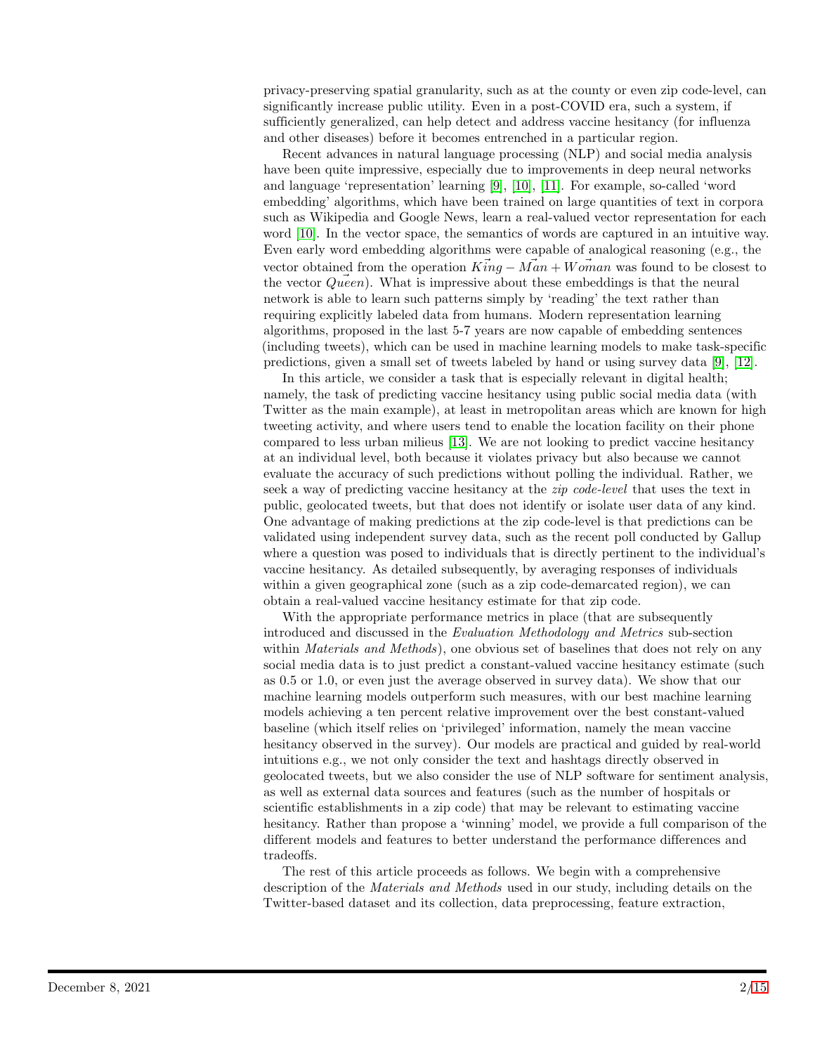privacy-preserving spatial granularity, such as at the county or even zip code-level, can significantly increase public utility. Even in a post-COVID era, such a system, if sufficiently generalized, can help detect and address vaccine hesitancy (for influenza and other diseases) before it becomes entrenched in a particular region.

Recent advances in natural language processing (NLP) and social media analysis have been quite impressive, especially due to improvements in deep neural networks and language 'representation' learning [9], [10], [11]. For example, so-called 'word embedding' algorithms, which have been trained on large quantities of text in corpora such as Wikipedia and Google News, learn a real-valued vector representation for each word [10]. In the vector space, the semantics of words are captured in an intuitive way. Even early word embedding algorithms were capable of analogical reasoning (e.g., the vector obtained from the operation $\vec{King} - \vec{Man} + \vec{Woman}$ was found to be closest to the vector $\vec{Queen}$). What is impressive about these embeddings is that the neural network is able to learn such patterns simply by 'reading' the text rather than requiring explicitly labeled data from humans. Modern representation learning algorithms, proposed in the last 5-7 years are now capable of embedding sentences (including tweets), which can be used in machine learning models to make task-specific predictions, given a small set of tweets labeled by hand or using survey data [9], [12].

In this article, we consider a task that is especially relevant in digital health; namely, the task of predicting vaccine hesitancy using public social media data (with Twitter as the main example), at least in metropolitan areas which are known for high tweeting activity, and where users tend to enable the location facility on their phone compared to less urban milieus [13]. We are not looking to predict vaccine hesitancy at an individual level, both because it violates privacy but also because we cannot evaluate the accuracy of such predictions without polling the individual. Rather, we seek a way of predicting vaccine hesitancy at the *zip code-level* that uses the text in public, geolocated tweets, but that does not identify or isolate user data of any kind. One advantage of making predictions at the zip code-level is that predictions can be validated using independent survey data, such as the recent poll conducted by Gallup where a question was posed to individuals that is directly pertinent to the individual's vaccine hesitancy. As detailed subsequently, by averaging responses of individuals within a given geographical zone (such as a zip code-demarcated region), we can obtain a real-valued vaccine hesitancy estimate for that zip code.

With the appropriate performance metrics in place (that are subsequently introduced and discussed in the *Evaluation Methodology and Metrics* sub-section within *Materials and Methods*), one obvious set of baselines that does not rely on any social media data is to just predict a constant-valued vaccine hesitancy estimate (such as 0.5 or 1.0, or even just the average observed in survey data). We show that our machine learning models outperform such measures, with our best machine learning models achieving a ten percent relative improvement over the best constant-valued baseline (which itself relies on 'privileged' information, namely the mean vaccine hesitancy observed in the survey). Our models are practical and guided by real-world intuitions e.g., we not only consider the text and hashtags directly observed in geolocated tweets, but we also consider the use of NLP software for sentiment analysis, as well as external data sources and features (such as the number of hospitals or scientific establishments in a zip code) that may be relevant to estimating vaccine hesitancy. Rather than propose a 'winning' model, we provide a full comparison of the different models and features to better understand the performance differences and tradeoffs.

The rest of this article proceeds as follows. We begin with a comprehensive description of the *Materials and Methods* used in our study, including details on the Twitter-based dataset and its collection, data preprocessing, feature extraction,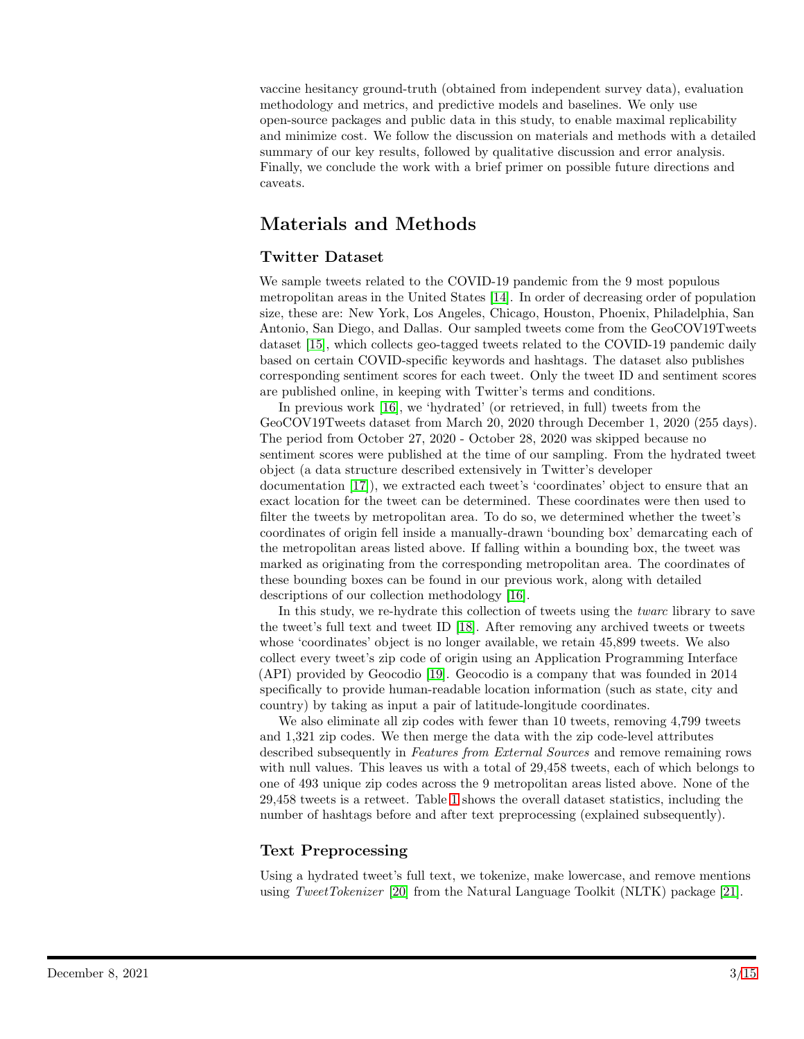vaccine hesitancy ground-truth (obtained from independent survey data), evaluation methodology and metrics, and predictive models and baselines. We only use open-source packages and public data in this study, to enable maximal replicability and minimize cost. We follow the discussion on materials and methods with a detailed summary of our key results, followed by qualitative discussion and error analysis. Finally, we conclude the work with a brief primer on possible future directions and caveats.

## Materials and Methods

### Twitter Dataset

We sample tweets related to the COVID-19 pandemic from the 9 most populous metropolitan areas in the United States [14]. In order of decreasing order of population size, these are: New York, Los Angeles, Chicago, Houston, Phoenix, Philadelphia, San Antonio, San Diego, and Dallas. Our sampled tweets come from the GeoCOV19Tweets dataset [15], which collects geo-tagged tweets related to the COVID-19 pandemic daily based on certain COVID-specific keywords and hashtags. The dataset also publishes corresponding sentiment scores for each tweet. Only the tweet ID and sentiment scores are published online, in keeping with Twitter's terms and conditions.

In previous work [16], we 'hydrated' (or retrieved, in full) tweets from the GeoCOV19Tweets dataset from March 20, 2020 through December 1, 2020 (255 days). The period from October 27, 2020 - October 28, 2020 was skipped because no sentiment scores were published at the time of our sampling. From the hydrated tweet object (a data structure described extensively in Twitter's developer documentation [17]), we extracted each tweet's 'coordinates' object to ensure that an exact location for the tweet can be determined. These coordinates were then used to filter the tweets by metropolitan area. To do so, we determined whether the tweet's coordinates of origin fell inside a manually-drawn 'bounding box' demarcating each of the metropolitan areas listed above. If falling within a bounding box, the tweet was marked as originating from the corresponding metropolitan area. The coordinates of these bounding boxes can be found in our previous work, along with detailed descriptions of our collection methodology [16].

In this study, we re-hydrate this collection of tweets using the *twarc* library to save the tweet's full text and tweet ID [18]. After removing any archived tweets or tweets whose 'coordinates' object is no longer available, we retain 45,899 tweets. We also collect every tweet's zip code of origin using an Application Programming Interface (API) provided by Geocodio [19]. Geocodio is a company that was founded in 2014 specifically to provide human-readable location information (such as state, city and country) by taking as input a pair of latitude-longitude coordinates.

We also eliminate all zip codes with fewer than 10 tweets, removing 4,799 tweets and 1,321 zip codes. We then merge the data with the zip code-level attributes described subsequently in *Features from External Sources* and remove remaining rows with null values. This leaves us with a total of 29,458 tweets, each of which belongs to one of 493 unique zip codes across the 9 metropolitan areas listed above. None of the 29,458 tweets is a retweet. Table 1 shows the overall dataset statistics, including the number of hashtags before and after text preprocessing (explained subsequently).

### Text Preprocessing

Using a hydrated tweet's full text, we tokenize, make lowercase, and remove mentions using *TweetTokenizer* [20] from the Natural Language Toolkit (NLTK) package [21].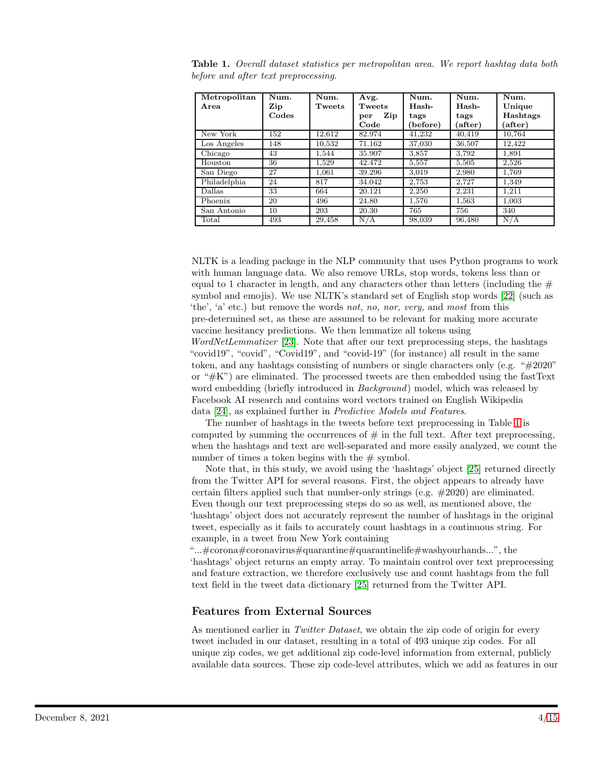**Table 1.** *Overall dataset statistics per metropolitan area. We report hashtag data both before and after text preprocessing.*

| Metropolitan Area | Num. Zip Codes | Num. Tweets | Avg. Tweets per Zip Code | Num. Hash-tags (before) | Num. Hash-tags (after) | Num. Unique Hashtags (after) |
|---|---|---|---|---|---|---|
| New York | 152 | 12,612 | 82.974 | 41,232 | 40,419 | 10,764 |
| Los Angeles | 148 | 10,532 | 71.162 | 37,030 | 36,507 | 12,422 |
| Chicago | 43 | 1,544 | 35.907 | 3,857 | 3,792 | 1,891 |
| Houston | 36 | 1,529 | 42.472 | 5,557 | 5,505 | 2,526 |
| San Diego | 27 | 1,061 | 39.296 | 3,019 | 2,980 | 1,769 |
| Philadelphia | 24 | 817 | 34.042 | 2,753 | 2,727 | 1,349 |
| Dallas | 33 | 664 | 20.121 | 2,250 | 2,231 | 1,211 |
| Phoenix | 20 | 496 | 24.80 | 1,576 | 1,563 | 1,003 |
| San Antonio | 10 | 203 | 20.30 | 765 | 756 | 340 |
| Total | 493 | 29,458 | N/A | 98,039 | 96,480 | N/A |

NLTK is a leading package in the NLP community that uses Python programs to work with human language data. We also remove URLs, stop words, tokens less than or equal to 1 character in length, and any characters other than letters (including the # symbol and emojis). We use NLTK's standard set of English stop words [22] (such as 'the', 'a' etc.) but remove the words *not, no, nor, very,* and *most* from this pre-determined set, as these are assumed to be relevant for making more accurate vaccine hesitancy predictions. We then lemmatize all tokens using *WordNetLemmatizer* [23]. Note that after our text preprocessing steps, the hashtags "covid19", "covid", "Covid19", and "covid-19" (for instance) all result in the same token, and any hashtags consisting of numbers or single characters only (e.g. "#2020" or "#K") are eliminated. The processed tweets are then embedded using the fastText word embedding (briefly introduced in *Background*) model, which was released by Facebook AI research and contains word vectors trained on English Wikipedia data [24], as explained further in *Predictive Models and Features*.

The number of hashtags in the tweets before text preprocessing in Table 1 is computed by summing the occurrences of # in the full text. After text preprocessing, when the hashtags and text are well-separated and more easily analyzed, we count the number of times a token begins with the # symbol.

Note that, in this study, we avoid using the 'hashtags' object [25] returned directly from the Twitter API for several reasons. First, the object appears to already have certain filters applied such that number-only strings (e.g. #2020) are eliminated. Even though our text preprocessing steps do so as well, as mentioned above, the 'hashtags' object does not accurately represent the number of hashtags in the original tweet, especially as it fails to accurately count hashtags in a continuous string. For example, in a tweet from New York containing "...#corona#coronavirus#quarantine#quarantinelife#washyourhands...", the 'hashtags' object returns an empty array. To maintain control over text preprocessing and feature extraction, we therefore exclusively use and count hashtags from the full text field in the tweet data dictionary [25] returned from the Twitter API.

## Features from External Sources

As mentioned earlier in *Twitter Dataset*, we obtain the zip code of origin for every tweet included in our dataset, resulting in a total of 493 unique zip codes. For all unique zip codes, we get additional zip code-level information from external, publicly available data sources. These zip code-level attributes, which we add as features in our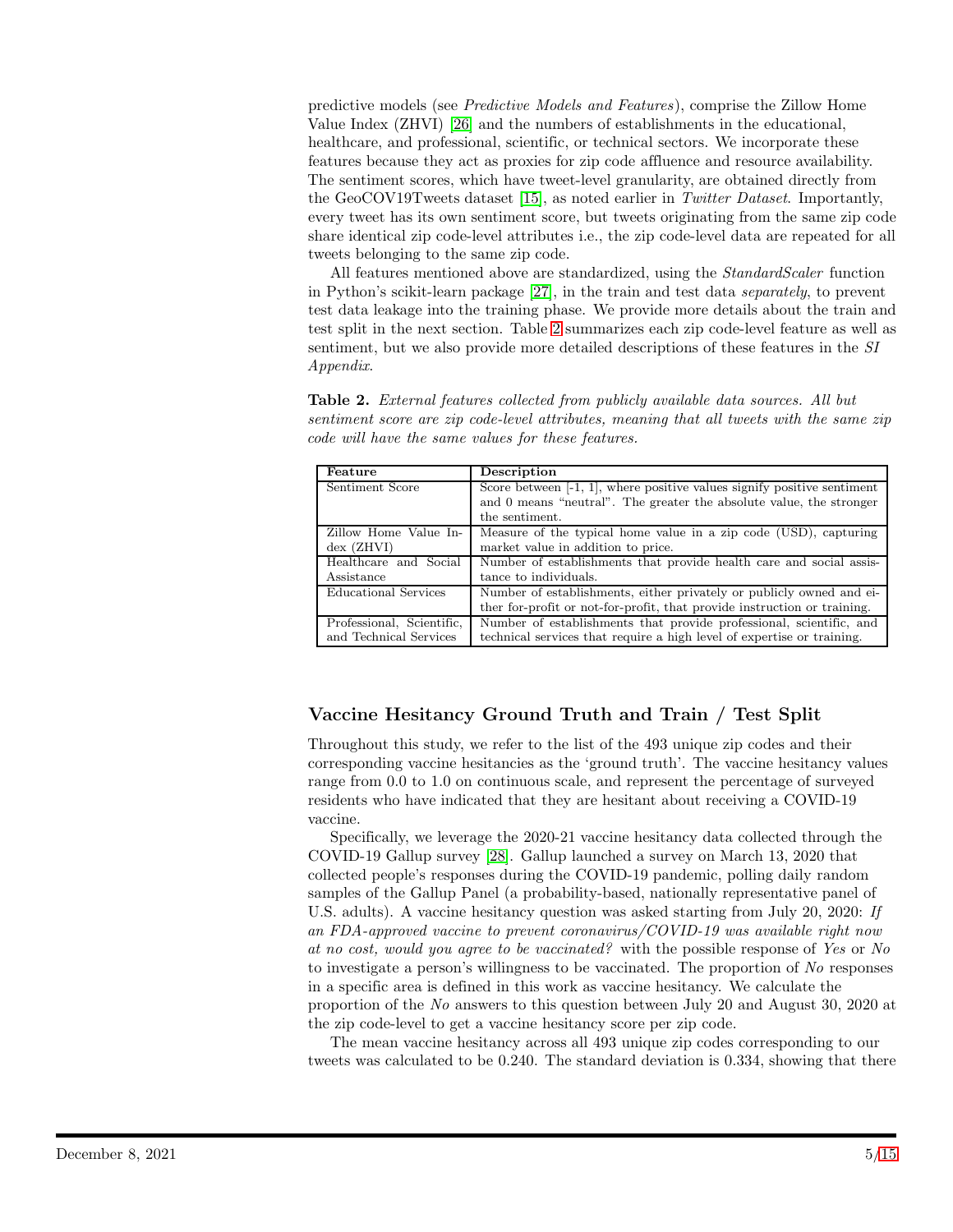predictive models (see *Predictive Models and Features*), comprise the Zillow Home Value Index (ZHVI) [26] and the numbers of establishments in the educational, healthcare, and professional, scientific, or technical sectors. We incorporate these features because they act as proxies for zip code affluence and resource availability. The sentiment scores, which have tweet-level granularity, are obtained directly from the GeoCOV19Tweets dataset [15], as noted earlier in *Twitter Dataset*. Importantly, every tweet has its own sentiment score, but tweets originating from the same zip code share identical zip code-level attributes i.e., the zip code-level data are repeated for all tweets belonging to the same zip code.

All features mentioned above are standardized, using the *StandardScaler* function in Python's scikit-learn package [27], in the train and test data *separately*, to prevent test data leakage into the training phase. We provide more details about the train and test split in the next section. Table 2 summarizes each zip code-level feature as well as sentiment, but we also provide more detailed descriptions of these features in the *SI Appendix*.

**Table 2.** *External features collected from publicly available data sources. All but sentiment score are zip code-level attributes, meaning that all tweets with the same zip code will have the same values for these features.*

| Feature | Description |
|---|---|
| Sentiment Score | Score between [-1, 1], where positive values signify positive sentiment and 0 means "neutral". The greater the absolute value, the stronger the sentiment. |
| Zillow Home Value Index (ZHVI) | Measure of the typical home value in a zip code (USD), capturing market value in addition to price. |
| Healthcare and Social Assistance | Number of establishments that provide health care and social assistance to individuals. |
| Educational Services | Number of establishments, either privately or publicly owned and either for-profit or not-for-profit, that provide instruction or training. |
| Professional, Scientific, and Technical Services | Number of establishments that provide professional, scientific, and technical services that require a high level of expertise or training. |

## Vaccine Hesitancy Ground Truth and Train / Test Split

Throughout this study, we refer to the list of the 493 unique zip codes and their corresponding vaccine hesitancies as the 'ground truth'. The vaccine hesitancy values range from 0.0 to 1.0 on continuous scale, and represent the percentage of surveyed residents who have indicated that they are hesitant about receiving a COVID-19 vaccine.

Specifically, we leverage the 2020-21 vaccine hesitancy data collected through the COVID-19 Gallup survey [28]. Gallup launched a survey on March 13, 2020 that collected people's responses during the COVID-19 pandemic, polling daily random samples of the Gallup Panel (a probability-based, nationally representative panel of U.S. adults). A vaccine hesitancy question was asked starting from July 20, 2020: *If an FDA-approved vaccine to prevent coronavirus/COVID-19 was available right now at no cost, would you agree to be vaccinated?* with the possible response of *Yes* or *No* to investigate a person's willingness to be vaccinated. The proportion of *No* responses in a specific area is defined in this work as vaccine hesitancy. We calculate the proportion of the *No* answers to this question between July 20 and August 30, 2020 at the zip code-level to get a vaccine hesitancy score per zip code.

The mean vaccine hesitancy across all 493 unique zip codes corresponding to our tweets was calculated to be 0.240. The standard deviation is 0.334, showing that there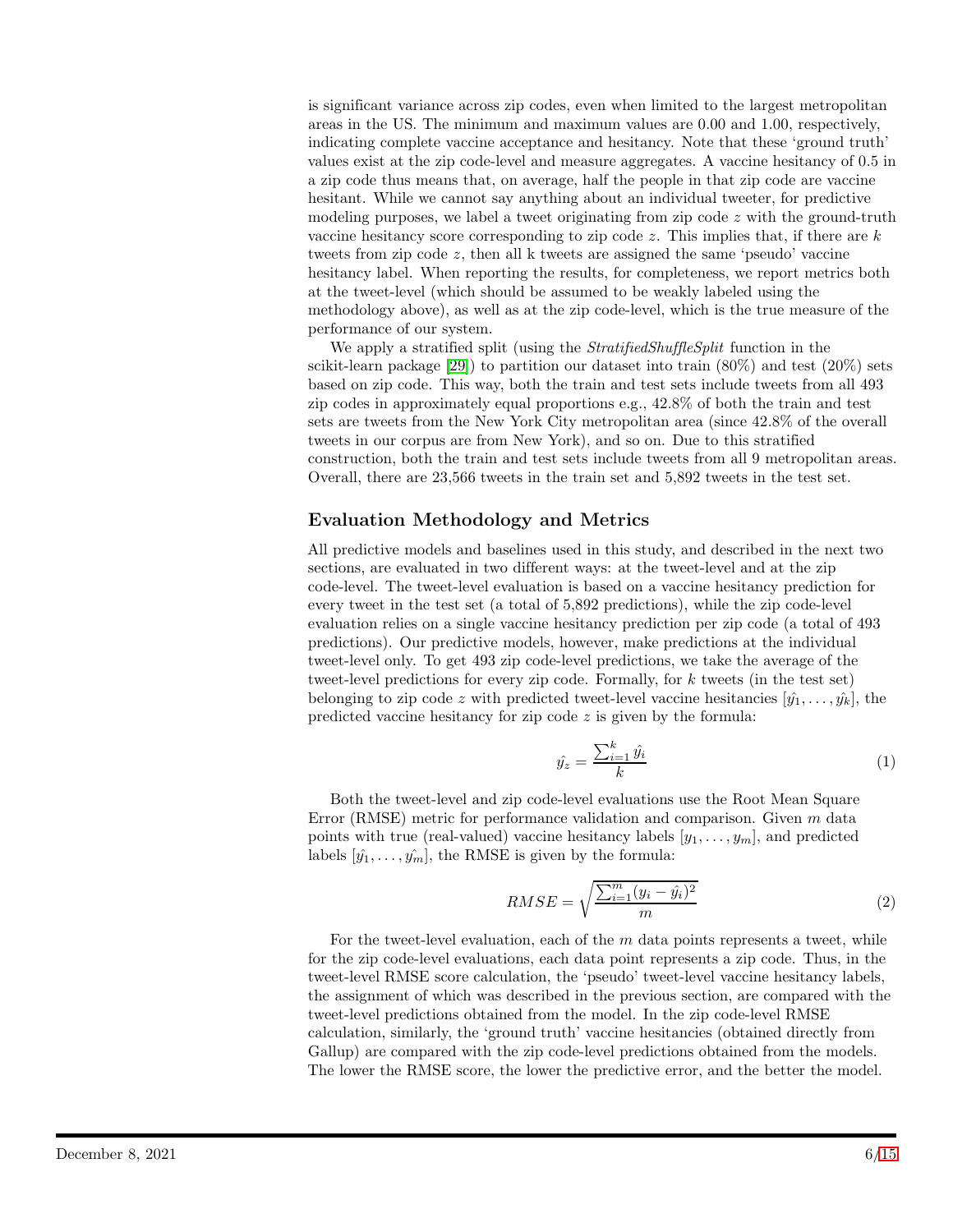is significant variance across zip codes, even when limited to the largest metropolitan areas in the US. The minimum and maximum values are 0.00 and 1.00, respectively, indicating complete vaccine acceptance and hesitancy. Note that these 'ground truth' values exist at the zip code-level and measure aggregates. A vaccine hesitancy of 0.5 in a zip code thus means that, on average, half the people in that zip code are vaccine hesitant. While we cannot say anything about an individual tweeter, for predictive modeling purposes, we label a tweet originating from zip code $z$ with the ground-truth vaccine hesitancy score corresponding to zip code $z$. This implies that, if there are $k$ tweets from zip code $z$, then all k tweets are assigned the same 'pseudo' vaccine hesitancy label. When reporting the results, for completeness, we report metrics both at the tweet-level (which should be assumed to be weakly labeled using the methodology above), as well as at the zip code-level, which is the true measure of the performance of our system.

We apply a stratified split (using the *StratifiedShuffleSplit* function in the scikit-learn package [29]) to partition our dataset into train (80%) and test (20%) sets based on zip code. This way, both the train and test sets include tweets from all 493 zip codes in approximately equal proportions e.g., 42.8% of both the train and test sets are tweets from the New York City metropolitan area (since 42.8% of the overall tweets in our corpus are from New York), and so on. Due to this stratified construction, both the train and test sets include tweets from all 9 metropolitan areas. Overall, there are 23,566 tweets in the train set and 5,892 tweets in the test set.

## Evaluation Methodology and Metrics

All predictive models and baselines used in this study, and described in the next two sections, are evaluated in two different ways: at the tweet-level and at the zip code-level. The tweet-level evaluation is based on a vaccine hesitancy prediction for every tweet in the test set (a total of 5,892 predictions), while the zip code-level evaluation relies on a single vaccine hesitancy prediction per zip code (a total of 493 predictions). Our predictive models, however, make predictions at the individual tweet-level only. To get 493 zip code-level predictions, we take the average of the tweet-level predictions for every zip code. Formally, for $k$ tweets (in the test set) belonging to zip code $z$ with predicted tweet-level vaccine hesitancies $[\hat{y_1}, \ldots, \hat{y_k}]$, the predicted vaccine hesitancy for zip code $z$ is given by the formula:

$$\hat{y_z} = \frac{\sum_{i=1}^{k} \hat{y_i}}{k} \tag{1}$$

Both the tweet-level and zip code-level evaluations use the Root Mean Square Error (RMSE) metric for performance validation and comparison. Given $m$ data points with true (real-valued) vaccine hesitancy labels $[y_1, \ldots, y_m]$, and predicted labels $[\hat{y_1}, \ldots, \hat{y_m}]$, the RMSE is given by the formula:

$$RMSE = \sqrt{\frac{\sum_{i=1}^{m} (y_i - \hat{y_i})^2}{m}} \tag{2}$$

For the tweet-level evaluation, each of the $m$ data points represents a tweet, while for the zip code-level evaluations, each data point represents a zip code. Thus, in the tweet-level RMSE score calculation, the 'pseudo' tweet-level vaccine hesitancy labels, the assignment of which was described in the previous section, are compared with the tweet-level predictions obtained from the model. In the zip code-level RMSE calculation, similarly, the 'ground truth' vaccine hesitancies (obtained directly from Gallup) are compared with the zip code-level predictions obtained from the models. The lower the RMSE score, the lower the predictive error, and the better the model.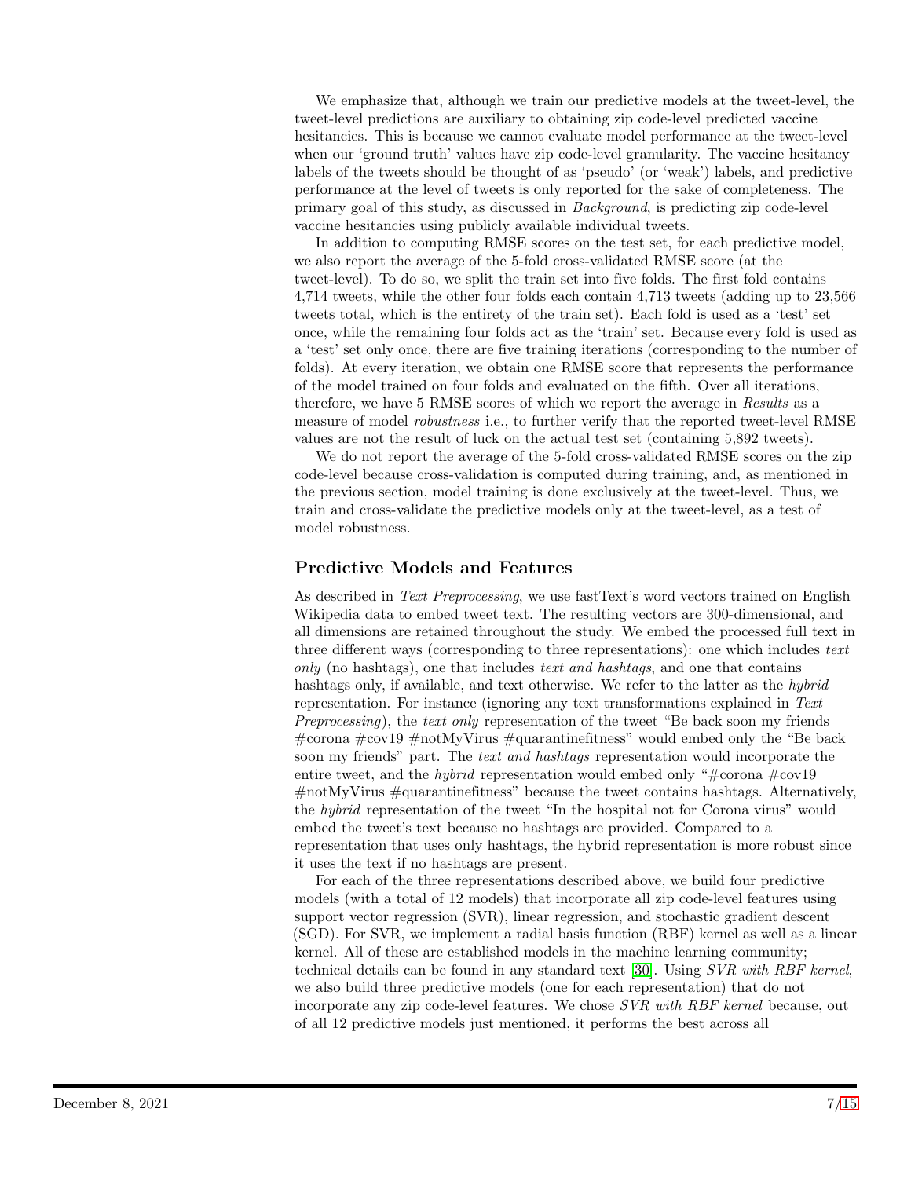We emphasize that, although we train our predictive models at the tweet-level, the tweet-level predictions are auxiliary to obtaining zip code-level predicted vaccine hesitancies. This is because we cannot evaluate model performance at the tweet-level when our 'ground truth' values have zip code-level granularity. The vaccine hesitancy labels of the tweets should be thought of as 'pseudo' (or 'weak') labels, and predictive performance at the level of tweets is only reported for the sake of completeness. The primary goal of this study, as discussed in *Background*, is predicting zip code-level vaccine hesitancies using publicly available individual tweets.

In addition to computing RMSE scores on the test set, for each predictive model, we also report the average of the 5-fold cross-validated RMSE score (at the tweet-level). To do so, we split the train set into five folds. The first fold contains 4,714 tweets, while the other four folds each contain 4,713 tweets (adding up to 23,566 tweets total, which is the entirety of the train set). Each fold is used as a 'test' set once, while the remaining four folds act as the 'train' set. Because every fold is used as a 'test' set only once, there are five training iterations (corresponding to the number of folds). At every iteration, we obtain one RMSE score that represents the performance of the model trained on four folds and evaluated on the fifth. Over all iterations, therefore, we have 5 RMSE scores of which we report the average in *Results* as a measure of model *robustness* i.e., to further verify that the reported tweet-level RMSE values are not the result of luck on the actual test set (containing 5,892 tweets).

We do not report the average of the 5-fold cross-validated RMSE scores on the zip code-level because cross-validation is computed during training, and, as mentioned in the previous section, model training is done exclusively at the tweet-level. Thus, we train and cross-validate the predictive models only at the tweet-level, as a test of model robustness.

## Predictive Models and Features

As described in *Text Preprocessing*, we use fastText's word vectors trained on English Wikipedia data to embed tweet text. The resulting vectors are 300-dimensional, and all dimensions are retained throughout the study. We embed the processed full text in three different ways (corresponding to three representations): one which includes *text only* (no hashtags), one that includes *text and hashtags*, and one that contains hashtags only, if available, and text otherwise. We refer to the latter as the *hybrid* representation. For instance (ignoring any text transformations explained in *Text Preprocessing*), the *text only* representation of the tweet "Be back soon my friends #corona #cov19 #notMyVirus #quarantinefitness" would embed only the "Be back soon my friends" part. The *text and hashtags* representation would incorporate the entire tweet, and the *hybrid* representation would embed only "#corona #cov19 #notMyVirus #quarantinefitness" because the tweet contains hashtags. Alternatively, the *hybrid* representation of the tweet "In the hospital not for Corona virus" would embed the tweet's text because no hashtags are provided. Compared to a representation that uses only hashtags, the hybrid representation is more robust since it uses the text if no hashtags are present.

For each of the three representations described above, we build four predictive models (with a total of 12 models) that incorporate all zip code-level features using support vector regression (SVR), linear regression, and stochastic gradient descent (SGD). For SVR, we implement a radial basis function (RBF) kernel as well as a linear kernel. All of these are established models in the machine learning community; technical details can be found in any standard text [30]. Using *SVR with RBF kernel*, we also build three predictive models (one for each representation) that do not incorporate any zip code-level features. We chose *SVR with RBF kernel* because, out of all 12 predictive models just mentioned, it performs the best across all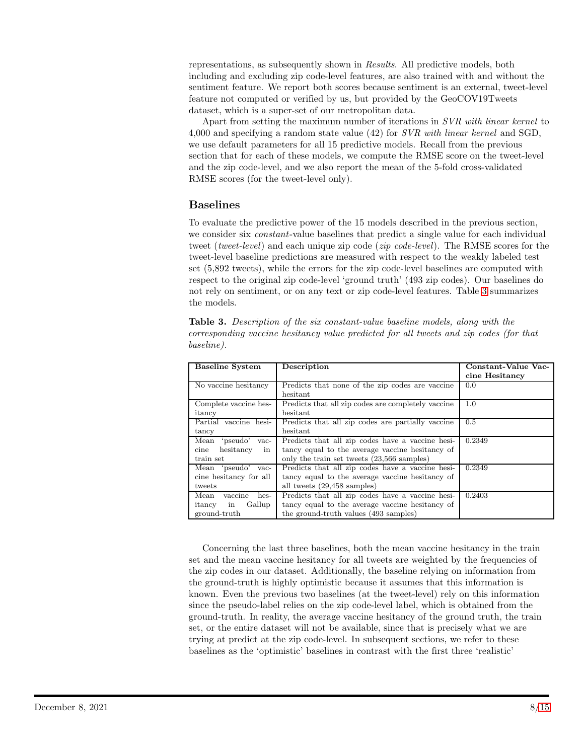representations, as subsequently shown in *Results*. All predictive models, both including and excluding zip code-level features, are also trained with and without the sentiment feature. We report both scores because sentiment is an external, tweet-level feature not computed or verified by us, but provided by the GeoCOV19Tweets dataset, which is a super-set of our metropolitan data.

Apart from setting the maximum number of iterations in *SVR with linear kernel* to 4,000 and specifying a random state value (42) for *SVR with linear kernel* and SGD, we use default parameters for all 15 predictive models. Recall from the previous section that for each of these models, we compute the RMSE score on the tweet-level and the zip code-level, and we also report the mean of the 5-fold cross-validated RMSE scores (for the tweet-level only).

## Baselines

To evaluate the predictive power of the 15 models described in the previous section, we consider six *constant*-value baselines that predict a single value for each individual tweet (*tweet-level*) and each unique zip code (*zip code-level*). The RMSE scores for the tweet-level baseline predictions are measured with respect to the weakly labeled test set (5,892 tweets), while the errors for the zip code-level baselines are computed with respect to the original zip code-level 'ground truth' (493 zip codes). Our baselines do not rely on sentiment, or on any text or zip code-level features. Table 3 summarizes the models.

**Table 3.** *Description of the six constant-value baseline models, along with the corresponding vaccine hesitancy value predicted for all tweets and zip codes (for that baseline).*

| Baseline System | Description | Constant-Value Vaccine Hesitancy |
|---|---|---|
| No vaccine hesitancy | Predicts that none of the zip codes are vaccine hesitant | 0.0 |
| Complete vaccine hesitancy | Predicts that all zip codes are completely vaccine hesitant | 1.0 |
| Partial vaccine hesitancy | Predicts that all zip codes are partially vaccine hesitant | 0.5 |
| Mean 'pseudo' vaccine hesitancy in train set | Predicts that all zip codes have a vaccine hesitancy equal to the average vaccine hesitancy of only the train set tweets (23,566 samples) | 0.2349 |
| Mean 'pseudo' vaccine hesitancy for all tweets | Predicts that all zip codes have a vaccine hesitancy equal to the average vaccine hesitancy of all tweets (29,458 samples) | 0.2349 |
| Mean vaccine hesitancy in Gallup ground-truth | Predicts that all zip codes have a vaccine hesitancy equal to the average vaccine hesitancy of the ground-truth values (493 samples) | 0.2403 |

Concerning the last three baselines, both the mean vaccine hesitancy in the train set and the mean vaccine hesitancy for all tweets are weighted by the frequencies of the zip codes in our dataset. Additionally, the baseline relying on information from the ground-truth is highly optimistic because it assumes that this information is known. Even the previous two baselines (at the tweet-level) rely on this information since the pseudo-label relies on the zip code-level label, which is obtained from the ground-truth. In reality, the average vaccine hesitancy of the ground truth, the train set, or the entire dataset will not be available, since that is precisely what we are trying at predict at the zip code-level. In subsequent sections, we refer to these baselines as the 'optimistic' baselines in contrast with the first three 'realistic'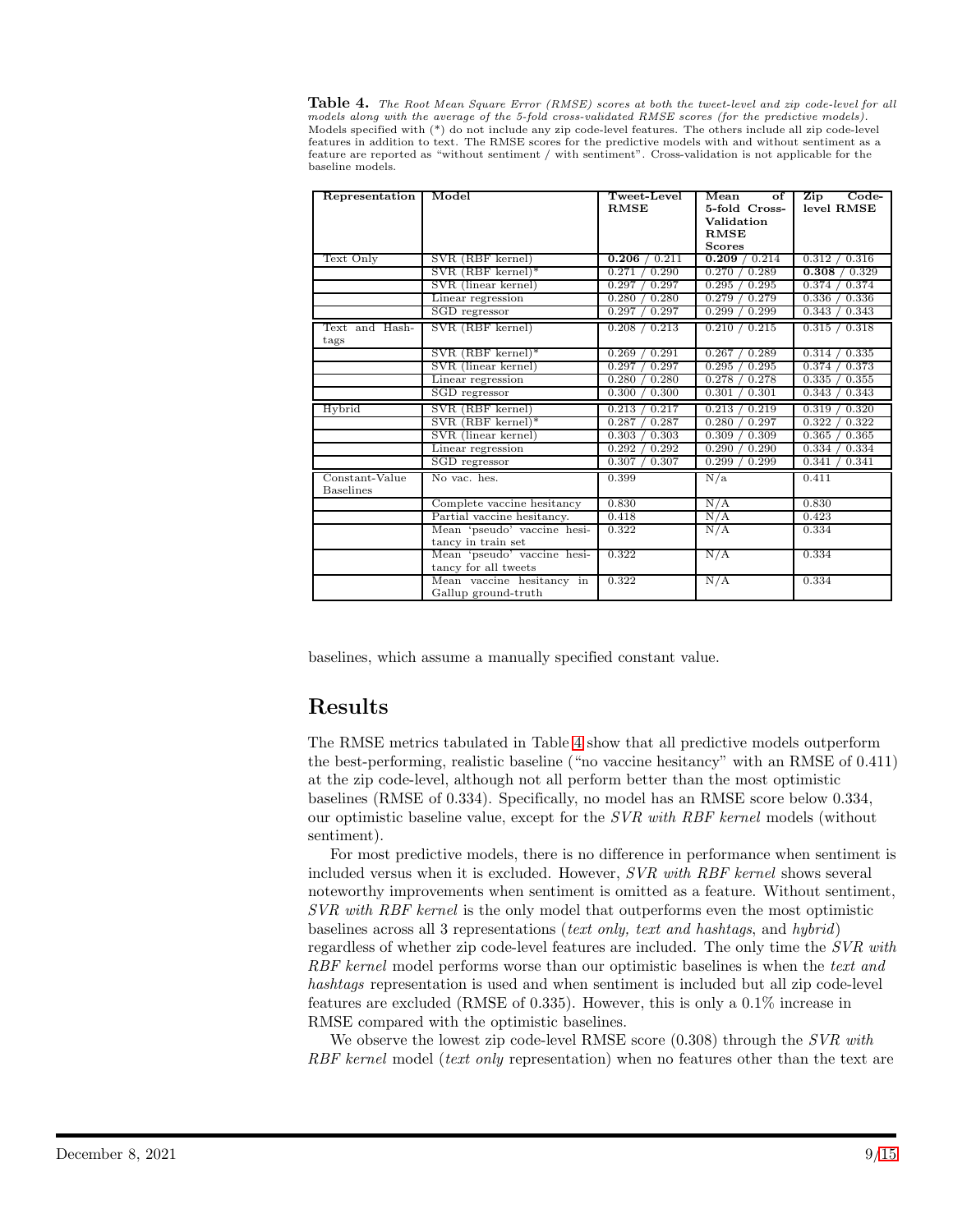**Table 4.** *The Root Mean Square Error (RMSE) scores at both the tweet-level and zip code-level for all models along with the average of the 5-fold cross-validated RMSE scores (for the predictive models).* Models specified with (*) do not include any zip code-level features. The others include all zip code-level features in addition to text. The RMSE scores for the predictive models with and without sentiment as a feature are reported as "without sentiment / with sentiment". Cross-validation is not applicable for the baseline models.

| Representation | Model | Tweet-Level RMSE | Mean of 5-fold Cross-Validation RMSE Scores | Zip Code-level RMSE |
| --- | --- | --- | --- | --- |
| Text Only | SVR (RBF kernel) | **0.206** / 0.211 | **0.209** / 0.214 | 0.312 / 0.316 |
| | SVR (RBF kernel)* | 0.271 / 0.290 | 0.270 / 0.289 | **0.308** / 0.329 |
| | SVR (linear kernel) | 0.297 / 0.297 | 0.295 / 0.295 | 0.374 / 0.374 |
| | Linear regression | 0.280 / 0.280 | 0.279 / 0.279 | 0.336 / 0.336 |
| | SGD regressor | 0.297 / 0.297 | 0.299 / 0.299 | 0.343 / 0.343 |
| Text and Hashtags | SVR (RBF kernel) | 0.208 / 0.213 | 0.210 / 0.215 | 0.315 / 0.318 |
| | SVR (RBF kernel)* | 0.269 / 0.291 | 0.267 / 0.289 | 0.314 / 0.335 |
| | SVR (linear kernel) | 0.297 / 0.297 | 0.295 / 0.295 | 0.374 / 0.373 |
| | Linear regression | 0.280 / 0.280 | 0.278 / 0.278 | 0.335 / 0.355 |
| | SGD regressor | 0.300 / 0.300 | 0.301 / 0.301 | 0.343 / 0.343 |
| Hybrid | SVR (RBF kernel) | 0.213 / 0.217 | 0.213 / 0.219 | 0.319 / 0.320 |
| | SVR (RBF kernel)* | 0.287 / 0.287 | 0.280 / 0.297 | 0.322 / 0.322 |
| | SVR (linear kernel) | 0.303 / 0.303 | 0.309 / 0.309 | 0.365 / 0.365 |
| | Linear regression | 0.292 / 0.292 | 0.290 / 0.290 | 0.334 / 0.334 |
| | SGD regressor | 0.307 / 0.307 | 0.299 / 0.299 | 0.341 / 0.341 |
| Constant-Value Baselines | No vac. hes. | 0.399 | N/a | 0.411 |
| | Complete vaccine hesitancy | 0.830 | N/A | 0.830 |
| | Partial vaccine hesitancy. | 0.418 | N/A | 0.423 |
| | Mean 'pseudo' vaccine hesitancy in train set | 0.322 | N/A | 0.334 |
| | Mean 'pseudo' vaccine hesitancy for all tweets | 0.322 | N/A | 0.334 |
| | Mean vaccine hesitancy in Gallup ground-truth | 0.322 | N/A | 0.334 |

baselines, which assume a manually specified constant value.

## Results

The RMSE metrics tabulated in Table 4 show that all predictive models outperform the best-performing, realistic baseline ("no vaccine hesitancy" with an RMSE of 0.411) at the zip code-level, although not all perform better than the most optimistic baselines (RMSE of 0.334). Specifically, no model has an RMSE score below 0.334, our optimistic baseline value, except for the *SVR with RBF kernel* models (without sentiment).

For most predictive models, there is no difference in performance when sentiment is included versus when it is excluded. However, *SVR with RBF kernel* shows several noteworthy improvements when sentiment is omitted as a feature. Without sentiment, *SVR with RBF kernel* is the only model that outperforms even the most optimistic baselines across all 3 representations (*text only, text and hashtags*, and *hybrid*) regardless of whether zip code-level features are included. The only time the *SVR with RBF kernel* model performs worse than our optimistic baselines is when the *text and hashtags* representation is used and when sentiment is included but all zip code-level features are excluded (RMSE of 0.335). However, this is only a 0.1% increase in RMSE compared with the optimistic baselines.

We observe the lowest zip code-level RMSE score (0.308) through the *SVR with RBF kernel* model (*text only* representation) when no features other than the text are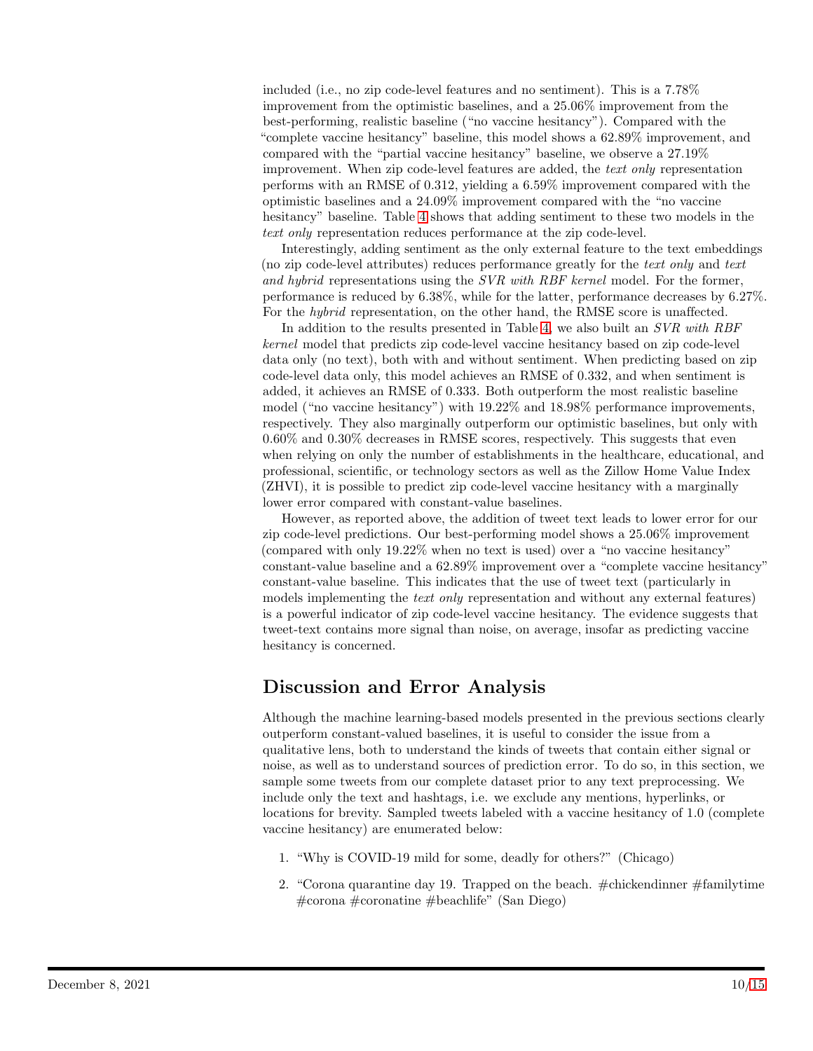included (i.e., no zip code-level features and no sentiment). This is a 7.78% improvement from the optimistic baselines, and a 25.06% improvement from the best-performing, realistic baseline ("no vaccine hesitancy"). Compared with the "complete vaccine hesitancy" baseline, this model shows a 62.89% improvement, and compared with the "partial vaccine hesitancy" baseline, we observe a 27.19% improvement. When zip code-level features are added, the *text only* representation performs with an RMSE of 0.312, yielding a 6.59% improvement compared with the optimistic baselines and a 24.09% improvement compared with the "no vaccine hesitancy" baseline. Table 4 shows that adding sentiment to these two models in the *text only* representation reduces performance at the zip code-level.

Interestingly, adding sentiment as the only external feature to the text embeddings (no zip code-level attributes) reduces performance greatly for the *text only* and *text and hybrid* representations using the *SVR with RBF kernel* model. For the former, performance is reduced by 6.38%, while for the latter, performance decreases by 6.27%. For the *hybrid* representation, on the other hand, the RMSE score is unaffected.

In addition to the results presented in Table 4, we also built an *SVR with RBF kernel* model that predicts zip code-level vaccine hesitancy based on zip code-level data only (no text), both with and without sentiment. When predicting based on zip code-level data only, this model achieves an RMSE of 0.332, and when sentiment is added, it achieves an RMSE of 0.333. Both outperform the most realistic baseline model ("no vaccine hesitancy") with 19.22% and 18.98% performance improvements, respectively. They also marginally outperform our optimistic baselines, but only with 0.60% and 0.30% decreases in RMSE scores, respectively. This suggests that even when relying on only the number of establishments in the healthcare, educational, and professional, scientific, or technology sectors as well as the Zillow Home Value Index (ZHVI), it is possible to predict zip code-level vaccine hesitancy with a marginally lower error compared with constant-value baselines.

However, as reported above, the addition of tweet text leads to lower error for our zip code-level predictions. Our best-performing model shows a 25.06% improvement (compared with only 19.22% when no text is used) over a "no vaccine hesitancy" constant-value baseline and a 62.89% improvement over a "complete vaccine hesitancy" constant-value baseline. This indicates that the use of tweet text (particularly in models implementing the *text only* representation and without any external features) is a powerful indicator of zip code-level vaccine hesitancy. The evidence suggests that tweet-text contains more signal than noise, on average, insofar as predicting vaccine hesitancy is concerned.

## Discussion and Error Analysis

Although the machine learning-based models presented in the previous sections clearly outperform constant-valued baselines, it is useful to consider the issue from a qualitative lens, both to understand the kinds of tweets that contain either signal or noise, as well as to understand sources of prediction error. To do so, in this section, we sample some tweets from our complete dataset prior to any text preprocessing. We include only the text and hashtags, i.e. we exclude any mentions, hyperlinks, or locations for brevity. Sampled tweets labeled with a vaccine hesitancy of 1.0 (complete vaccine hesitancy) are enumerated below:

1. "Why is COVID-19 mild for some, deadly for others?" (Chicago)
2. "Corona quarantine day 19. Trapped on the beach. #chickendinner #familytime #corona #coronatine #beachlife" (San Diego)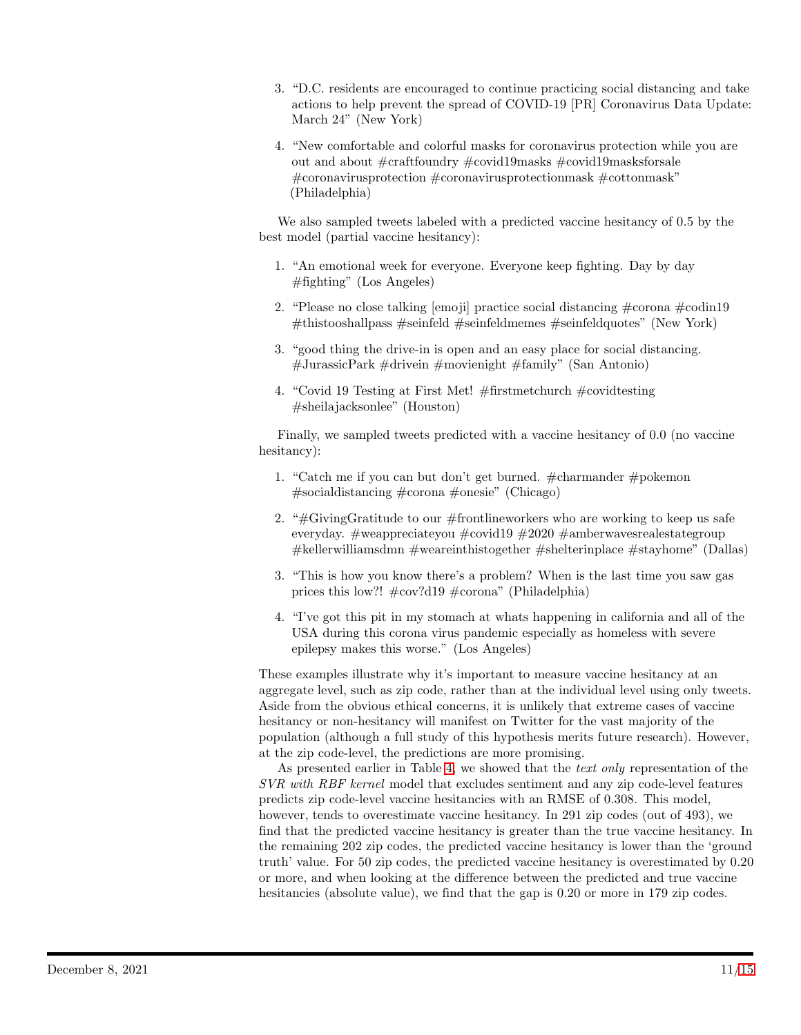3. "D.C. residents are encouraged to continue practicing social distancing and take actions to help prevent the spread of COVID-19 [PR] Coronavirus Data Update: March 24" (New York)

4. "New comfortable and colorful masks for coronavirus protection while you are out and about #craftfoundry #covid19masks #covid19masksforsale #coronavirusprotection #coronavirusprotectionmask #cottonmask" (Philadelphia)

We also sampled tweets labeled with a predicted vaccine hesitancy of 0.5 by the best model (partial vaccine hesitancy):

1. "An emotional week for everyone. Everyone keep fighting. Day by day #fighting" (Los Angeles)

2. "Please no close talking [emoji] practice social distancing #corona #codin19 #thistooshallpass #seinfeld #seinfeldmemes #seinfeldquotes" (New York)

3. "good thing the drive-in is open and an easy place for social distancing. #JurassicPark #drivein #movienight #family" (San Antonio)

4. "Covid 19 Testing at First Met! #firstmetchurch #covidtesting #sheilajacksonlee" (Houston)

Finally, we sampled tweets predicted with a vaccine hesitancy of 0.0 (no vaccine hesitancy):

1. "Catch me if you can but don't get burned. #charmander #pokemon #socialdistancing #corona #onesie" (Chicago)

2. "#GivingGratitude to our #frontlineworkers who are working to keep us safe everyday. #weappreciateyou #covid19 #2020 #amberwavesrealestategroup #kellerwilliamsdmn #weareinthistogether #shelterinplace #stayhome" (Dallas)

3. "This is how you know there's a problem? When is the last time you saw gas prices this low?! #cov?d19 #corona" (Philadelphia)

4. "I've got this pit in my stomach at whats happening in california and all of the USA during this corona virus pandemic especially as homeless with severe epilepsy makes this worse." (Los Angeles)

These examples illustrate why it's important to measure vaccine hesitancy at an aggregate level, such as zip code, rather than at the individual level using only tweets. Aside from the obvious ethical concerns, it is unlikely that extreme cases of vaccine hesitancy or non-hesitancy will manifest on Twitter for the vast majority of the population (although a full study of this hypothesis merits future research). However, at the zip code-level, the predictions are more promising.

As presented earlier in Table 4, we showed that the *text only* representation of the *SVR with RBF kernel* model that excludes sentiment and any zip code-level features predicts zip code-level vaccine hesitancies with an RMSE of 0.308. This model, however, tends to overestimate vaccine hesitancy. In 291 zip codes (out of 493), we find that the predicted vaccine hesitancy is greater than the true vaccine hesitancy. In the remaining 202 zip codes, the predicted vaccine hesitancy is lower than the 'ground truth' value. For 50 zip codes, the predicted vaccine hesitancy is overestimated by 0.20 or more, and when looking at the difference between the predicted and true vaccine hesitancies (absolute value), we find that the gap is 0.20 or more in 179 zip codes.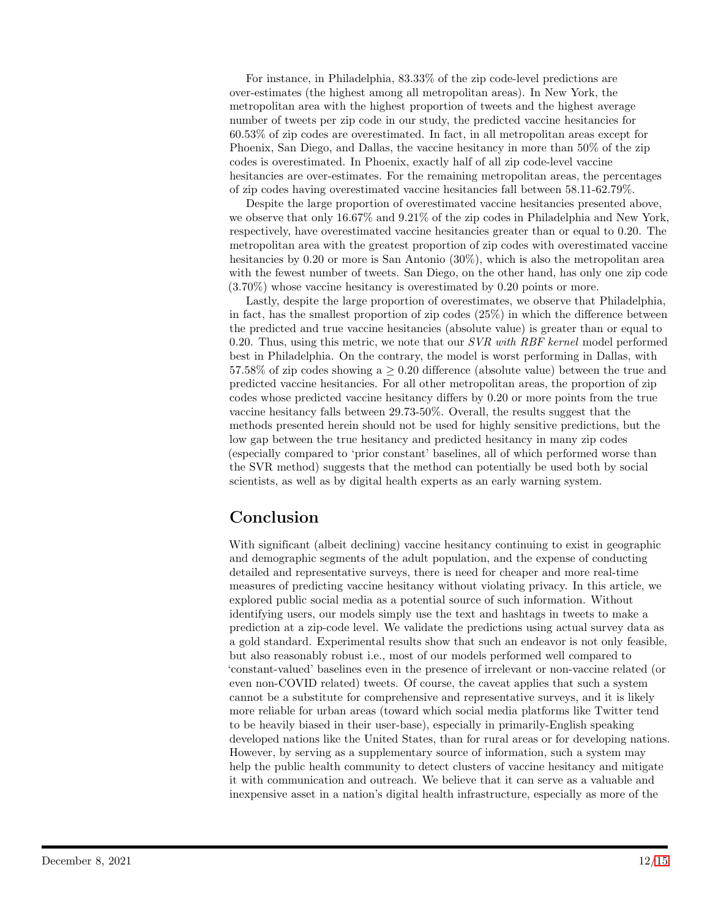For instance, in Philadelphia, 83.33% of the zip code-level predictions are over-estimates (the highest among all metropolitan areas). In New York, the metropolitan area with the highest proportion of tweets and the highest average number of tweets per zip code in our study, the predicted vaccine hesitancies for 60.53% of zip codes are overestimated. In fact, in all metropolitan areas except for Phoenix, San Diego, and Dallas, the vaccine hesitancy in more than 50% of the zip codes is overestimated. In Phoenix, exactly half of all zip code-level vaccine hesitancies are over-estimates. For the remaining metropolitan areas, the percentages of zip codes having overestimated vaccine hesitancies fall between 58.11-62.79%.

Despite the large proportion of overestimated vaccine hesitancies presented above, we observe that only 16.67% and 9.21% of the zip codes in Philadelphia and New York, respectively, have overestimated vaccine hesitancies greater than or equal to 0.20. The metropolitan area with the greatest proportion of zip codes with overestimated vaccine hesitancies by 0.20 or more is San Antonio (30%), which is also the metropolitan area with the fewest number of tweets. San Diego, on the other hand, has only one zip code (3.70%) whose vaccine hesitancy is overestimated by 0.20 points or more.

Lastly, despite the large proportion of overestimates, we observe that Philadelphia, in fact, has the smallest proportion of zip codes (25%) in which the difference between the predicted and true vaccine hesitancies (absolute value) is greater than or equal to 0.20. Thus, using this metric, we note that our *SVR with RBF kernel* model performed best in Philadelphia. On the contrary, the model is worst performing in Dallas, with 57.58% of zip codes showing a $\geq 0.20$ difference (absolute value) between the true and predicted vaccine hesitancies. For all other metropolitan areas, the proportion of zip codes whose predicted vaccine hesitancy differs by 0.20 or more points from the true vaccine hesitancy falls between 29.73-50%. Overall, the results suggest that the methods presented herein should not be used for highly sensitive predictions, but the low gap between the true hesitancy and predicted hesitancy in many zip codes (especially compared to 'prior constant' baselines, all of which performed worse than the SVR method) suggests that the method can potentially be used both by social scientists, as well as by digital health experts as an early warning system.

## Conclusion

With significant (albeit declining) vaccine hesitancy continuing to exist in geographic and demographic segments of the adult population, and the expense of conducting detailed and representative surveys, there is need for cheaper and more real-time measures of predicting vaccine hesitancy without violating privacy. In this article, we explored public social media as a potential source of such information. Without identifying users, our models simply use the text and hashtags in tweets to make a prediction at a zip-code level. We validate the predictions using actual survey data as a gold standard. Experimental results show that such an endeavor is not only feasible, but also reasonably robust i.e., most of our models performed well compared to 'constant-valued' baselines even in the presence of irrelevant or non-vaccine related (or even non-COVID related) tweets. Of course, the caveat applies that such a system cannot be a substitute for comprehensive and representative surveys, and it is likely more reliable for urban areas (toward which social media platforms like Twitter tend to be heavily biased in their user-base), especially in primarily-English speaking developed nations like the United States, than for rural areas or for developing nations. However, by serving as a supplementary source of information, such a system may help the public health community to detect clusters of vaccine hesitancy and mitigate it with communication and outreach. We believe that it can serve as a valuable and inexpensive asset in a nation's digital health infrastructure, especially as more of the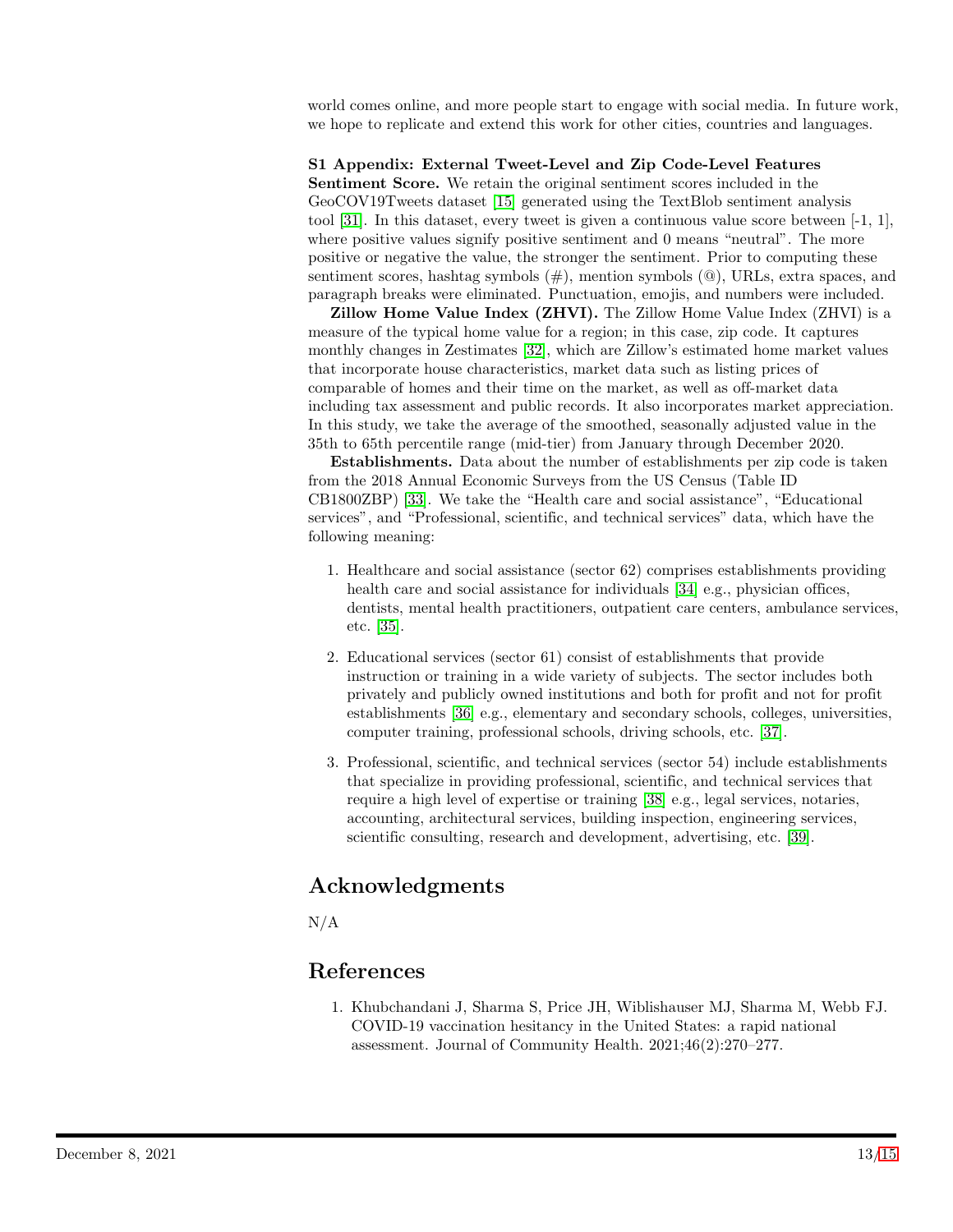world comes online, and more people start to engage with social media. In future work, we hope to replicate and extend this work for other cities, countries and languages.

**S1 Appendix: External Tweet-Level and Zip Code-Level Features**

**Sentiment Score.** We retain the original sentiment scores included in the GeoCOV19Tweets dataset [15] generated using the TextBlob sentiment analysis tool [31]. In this dataset, every tweet is given a continuous value score between [-1, 1], where positive values signify positive sentiment and 0 means "neutral". The more positive or negative the value, the stronger the sentiment. Prior to computing these sentiment scores, hashtag symbols (#), mention symbols (@), URLs, extra spaces, and paragraph breaks were eliminated. Punctuation, emojis, and numbers were included.

**Zillow Home Value Index (ZHVI).** The Zillow Home Value Index (ZHVI) is a measure of the typical home value for a region; in this case, zip code. It captures monthly changes in Zestimates [32], which are Zillow's estimated home market values that incorporate house characteristics, market data such as listing prices of comparable of homes and their time on the market, as well as off-market data including tax assessment and public records. It also incorporates market appreciation. In this study, we take the average of the smoothed, seasonally adjusted value in the 35th to 65th percentile range (mid-tier) from January through December 2020.

**Establishments.** Data about the number of establishments per zip code is taken from the 2018 Annual Economic Surveys from the US Census (Table ID CB1800ZBP) [33]. We take the "Health care and social assistance", "Educational services", and "Professional, scientific, and technical services" data, which have the following meaning:

1. Healthcare and social assistance (sector 62) comprises establishments providing health care and social assistance for individuals [34] e.g., physician offices, dentists, mental health practitioners, outpatient care centers, ambulance services, etc. [35].
2. Educational services (sector 61) consist of establishments that provide instruction or training in a wide variety of subjects. The sector includes both privately and publicly owned institutions and both for profit and not for profit establishments [36] e.g., elementary and secondary schools, colleges, universities, computer training, professional schools, driving schools, etc. [37].
3. Professional, scientific, and technical services (sector 54) include establishments that specialize in providing professional, scientific, and technical services that require a high level of expertise or training [38] e.g., legal services, notaries, accounting, architectural services, building inspection, engineering services, scientific consulting, research and development, advertising, etc. [39].

## Acknowledgments

N/A

## References

1. Khubchandani J, Sharma S, Price JH, Wiblishauser MJ, Sharma M, Webb FJ. COVID-19 vaccination hesitancy in the United States: a rapid national assessment. Journal of Community Health. 2021;46(2):270–277.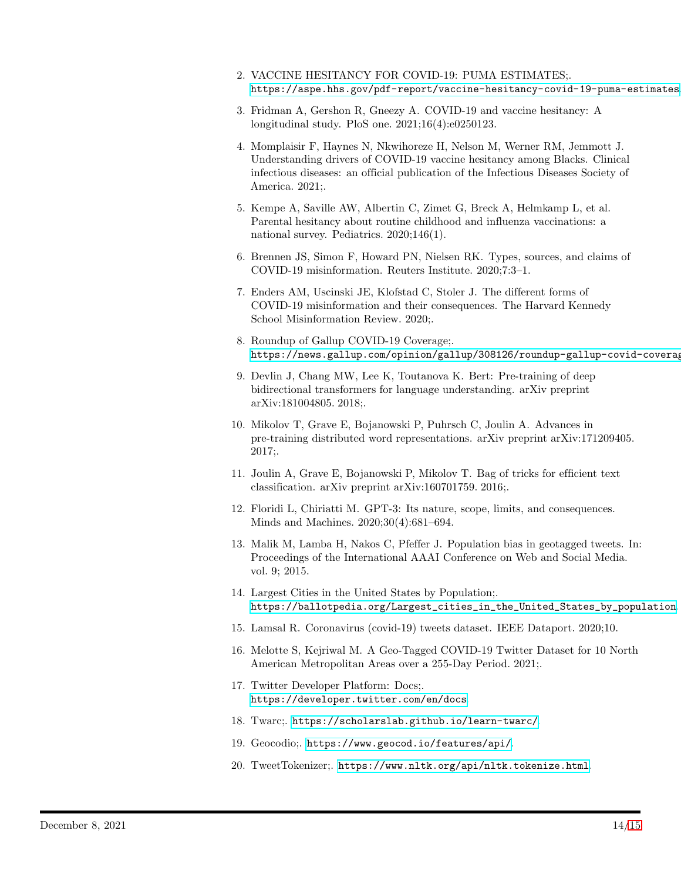2. VACCINE HESITANCY FOR COVID-19: PUMA ESTIMATES;. https://aspe.hhs.gov/pdf-report/vaccine-hesitancy-covid-19-puma-estimates
3. Fridman A, Gershon R, Gneezy A. COVID-19 and vaccine hesitancy: A longitudinal study. PloS one. 2021;16(4):e0250123.
4. Momplaisir F, Haynes N, Nkwihoreze H, Nelson M, Werner RM, Jemmott J. Understanding drivers of COVID-19 vaccine hesitancy among Blacks. Clinical infectious diseases: an official publication of the Infectious Diseases Society of America. 2021;.
5. Kempe A, Saville AW, Albertin C, Zimet G, Breck A, Helmkamp L, et al. Parental hesitancy about routine childhood and influenza vaccinations: a national survey. Pediatrics. 2020;146(1).
6. Brennen JS, Simon F, Howard PN, Nielsen RK. Types, sources, and claims of COVID-19 misinformation. Reuters Institute. 2020;7:3–1.
7. Enders AM, Uscinski JE, Klofstad C, Stoler J. The different forms of COVID-19 misinformation and their consequences. The Harvard Kennedy School Misinformation Review. 2020;.
8. Roundup of Gallup COVID-19 Coverage;. https://news.gallup.com/opinion/gallup/308126/roundup-gallup-covid-coverag
9. Devlin J, Chang MW, Lee K, Toutanova K. Bert: Pre-training of deep bidirectional transformers for language understanding. arXiv preprint arXiv:181004805. 2018;.
10. Mikolov T, Grave E, Bojanowski P, Puhrsch C, Joulin A. Advances in pre-training distributed word representations. arXiv preprint arXiv:171209405. 2017;.
11. Joulin A, Grave E, Bojanowski P, Mikolov T. Bag of tricks for efficient text classification. arXiv preprint arXiv:160701759. 2016;.
12. Floridi L, Chiriatti M. GPT-3: Its nature, scope, limits, and consequences. Minds and Machines. 2020;30(4):681–694.
13. Malik M, Lamba H, Nakos C, Pfeffer J. Population bias in geotagged tweets. In: Proceedings of the International AAAI Conference on Web and Social Media. vol. 9; 2015.
14. Largest Cities in the United States by Population;. https://ballotpedia.org/Largest_cities_in_the_United_States_by_population
15. Lamsal R. Coronavirus (covid-19) tweets dataset. IEEE Dataport. 2020;10.
16. Melotte S, Kejriwal M. A Geo-Tagged COVID-19 Twitter Dataset for 10 North American Metropolitan Areas over a 255-Day Period. 2021;.
17. Twitter Developer Platform: Docs;. https://developer.twitter.com/en/docs
18. Twarc;. https://scholarslab.github.io/learn-twarc/
19. Geocodio;. https://www.geocod.io/features/api/.
20. TweetTokenizer;. https://www.nltk.org/api/nltk.tokenize.html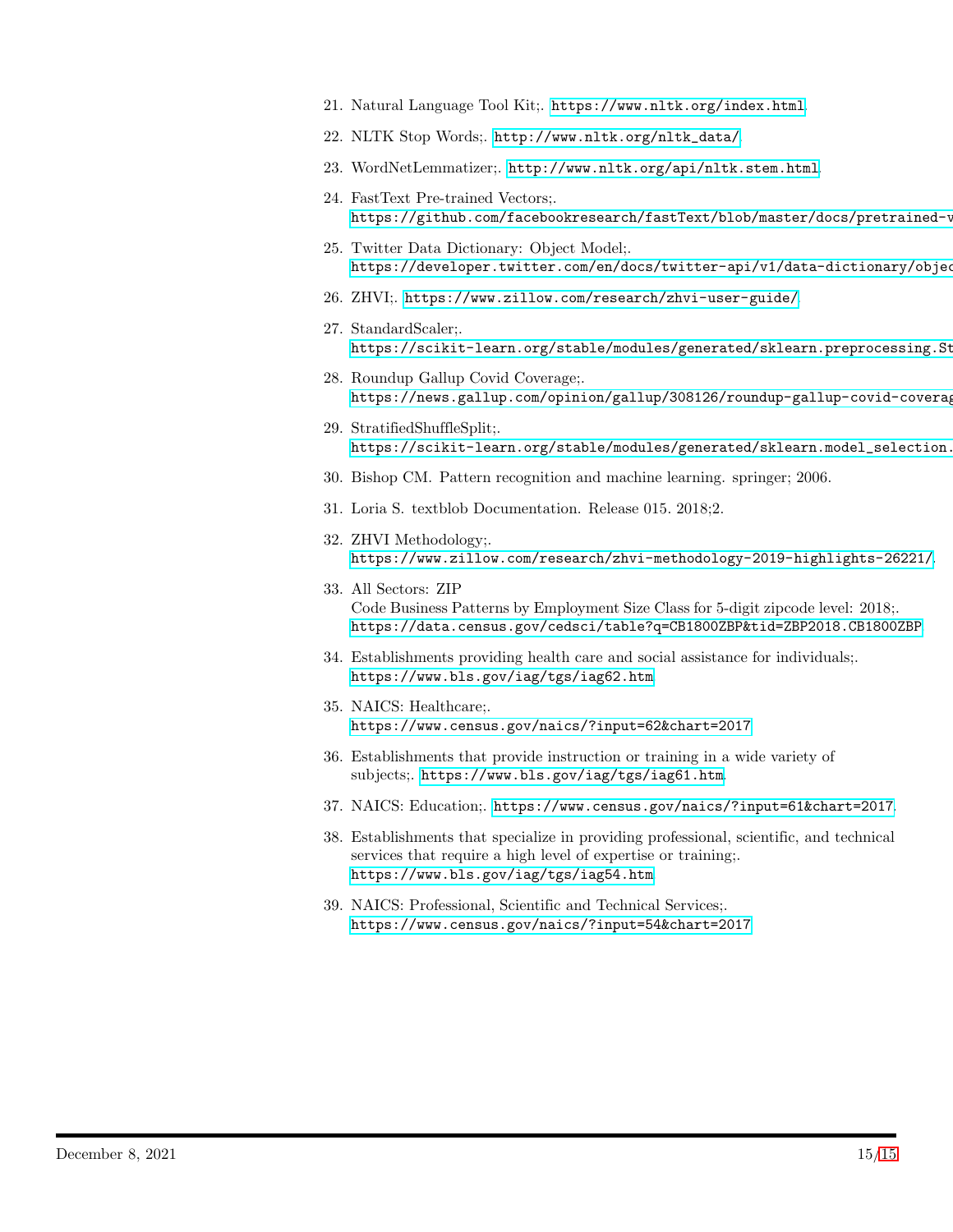21. Natural Language Tool Kit;. https://www.nltk.org/index.html.

22. NLTK Stop Words;. http://www.nltk.org/nltk_data/.

23. WordNetLemmatizer;. http://www.nltk.org/api/nltk.stem.html.

24. FastText Pre-trained Vectors;. https://github.com/facebookresearch/fastText/blob/master/docs/pretrained-v

25. Twitter Data Dictionary: Object Model;. https://developer.twitter.com/en/docs/twitter-api/v1/data-dictionary/objec

26. ZHVI;. https://www.zillow.com/research/zhvi-user-guide/.

27. StandardScaler;. https://scikit-learn.org/stable/modules/generated/sklearn.preprocessing.St

28. Roundup Gallup Covid Coverage;. https://news.gallup.com/opinion/gallup/308126/roundup-gallup-covid-coverag

29. StratifiedShuffleSplit;. https://scikit-learn.org/stable/modules/generated/sklearn.model_selection.

30. Bishop CM. Pattern recognition and machine learning. springer; 2006.

31. Loria S. textblob Documentation. Release 015. 2018;2.

32. ZHVI Methodology;. https://www.zillow.com/research/zhvi-methodology-2019-highlights-26221/.

33. All Sectors: ZIP Code Business Patterns by Employment Size Class for 5-digit zipcode level: 2018;. https://data.census.gov/cedsci/table?q=CB1800ZBP&tid=ZBP2018.CB1800ZBP.

34. Establishments providing health care and social assistance for individuals;. https://www.bls.gov/iag/tgs/iag62.htm.

35. NAICS: Healthcare;. https://www.census.gov/naics/?input=62&chart=2017.

36. Establishments that provide instruction or training in a wide variety of subjects;. https://www.bls.gov/iag/tgs/iag61.htm.

37. NAICS: Education;. https://www.census.gov/naics/?input=61&chart=2017.

38. Establishments that specialize in providing professional, scientific, and technical services that require a high level of expertise or training;. https://www.bls.gov/iag/tgs/iag54.htm.

39. NAICS: Professional, Scientific and Technical Services;. https://www.census.gov/naics/?input=54&chart=2017.